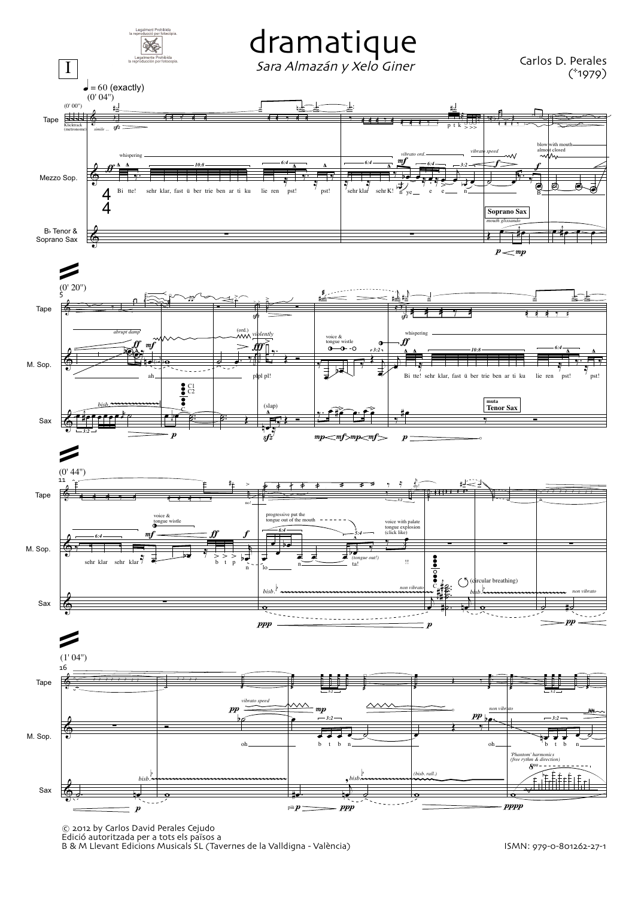# dramatique

*Sara Almazán y Xelo Giner*

Carlos D. Perales
(*1979)

I

© 2012 by Carlos David Perales Cejudo
Edició autoritzada per a tots els països a
B & M Llevant Edicions Musicals SL (Tavernes de la Valldigna - València)

ISMN: 979-0-801262-27-1